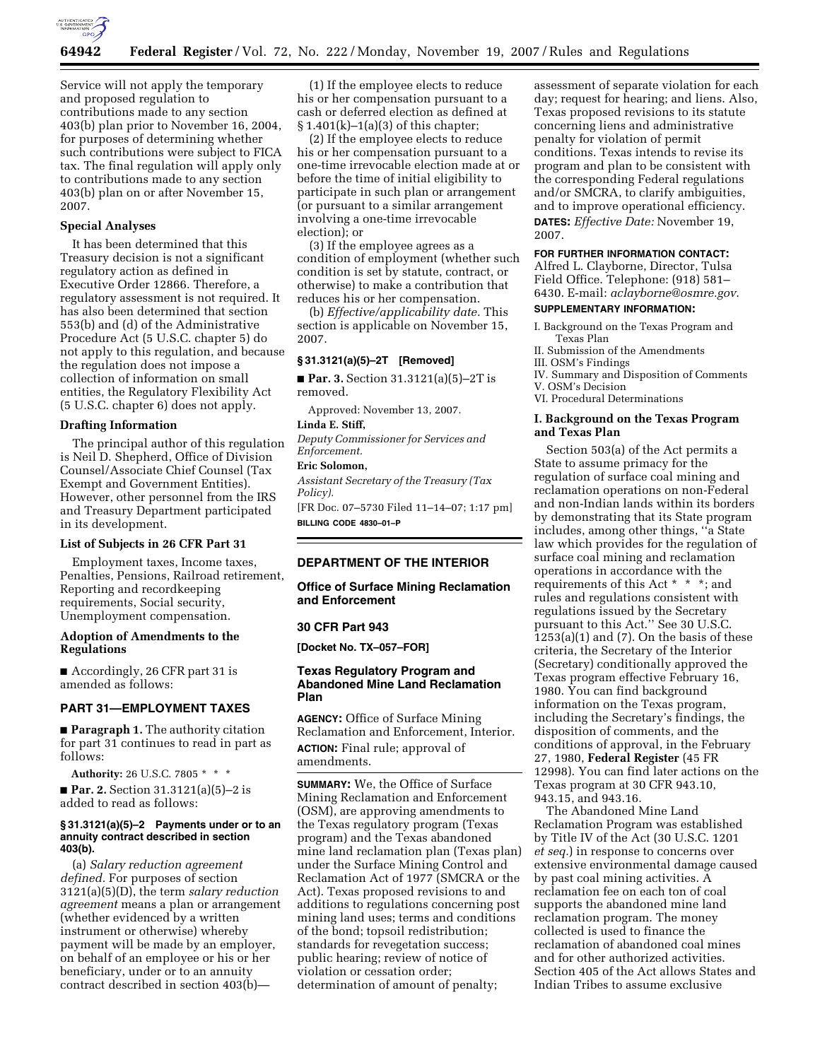Service will not apply the temporary and proposed regulation to contributions made to any section 403(b) plan prior to November 16, 2004, for purposes of determining whether such contributions were subject to FICA tax. The final regulation will apply only to contributions made to any section 403(b) plan on or after November 15, 2007.

### Special Analyses

It has been determined that this Treasury decision is not a significant regulatory action as defined in Executive Order 12866. Therefore, a regulatory assessment is not required. It has also been determined that section 553(b) and (d) of the Administrative Procedure Act (5 U.S.C. chapter 5) do not apply to this regulation, and because the regulation does not impose a collection of information on small entities, the Regulatory Flexibility Act (5 U.S.C. chapter 6) does not apply.

### Drafting Information

The principal author of this regulation is Neil D. Shepherd, Office of Division Counsel/Associate Chief Counsel (Tax Exempt and Government Entities). However, other personnel from the IRS and Treasury Department participated in its development.

### List of Subjects in 26 CFR Part 31

Employment taxes, Income taxes, Penalties, Pensions, Railroad retirement, Reporting and recordkeeping requirements, Social security, Unemployment compensation.

### Adoption of Amendments to the Regulations

■ Accordingly, 26 CFR part 31 is amended as follows:

## PART 31—EMPLOYMENT TAXES

■ **Paragraph 1.** The authority citation for part 31 continues to read in part as follows:

**Authority:** 26 U.S.C. 7805 * * *

■ **Par. 2.** Section 31.3121(a)(5)–2 is added to read as follows:

#### § 31.3121(a)(5)–2 Payments under or to an annuity contract described in section 403(b).

(a) *Salary reduction agreement defined.* For purposes of section 3121(a)(5)(D), the term *salary reduction agreement* means a plan or arrangement (whether evidenced by a written instrument or otherwise) whereby payment will be made by an employer, on behalf of an employee or his or her beneficiary, under or to an annuity contract described in section 403(b)—

(1) If the employee elects to reduce his or her compensation pursuant to a cash or deferred election as defined at § 1.401(k)–1(a)(3) of this chapter;

(2) If the employee elects to reduce his or her compensation pursuant to a one-time irrevocable election made at or before the time of initial eligibility to participate in such plan or arrangement (or pursuant to a similar arrangement involving a one-time irrevocable election); or

(3) If the employee agrees as a condition of employment (whether such condition is set by statute, contract, or otherwise) to make a contribution that reduces his or her compensation.

(b) *Effective/applicability date.* This section is applicable on November 15, 2007.

#### § 31.3121(a)(5)–2T [Removed]

■ **Par. 3.** Section 31.3121(a)(5)–2T is removed.

Approved: November 13, 2007.

**Linda E. Stiff,**
*Deputy Commissioner for Services and Enforcement.*

**Eric Solomon,**
*Assistant Secretary of the Treasury (Tax Policy).*

[FR Doc. 07–5730 Filed 11–14–07; 1:17 pm]

**BILLING CODE 4830–01–P**

---

## DEPARTMENT OF THE INTERIOR

### Office of Surface Mining Reclamation and Enforcement

### 30 CFR Part 943

**[Docket No. TX–057–FOR]**

### Texas Regulatory Program and Abandoned Mine Land Reclamation Plan

**AGENCY:** Office of Surface Mining Reclamation and Enforcement, Interior.

**ACTION:** Final rule; approval of amendments.

**SUMMARY:** We, the Office of Surface Mining Reclamation and Enforcement (OSM), are approving amendments to the Texas regulatory program (Texas program) and the Texas abandoned mine land reclamation plan (Texas plan) under the Surface Mining Control and Reclamation Act of 1977 (SMCRA or the Act). Texas proposed revisions to and additions to regulations concerning post mining land uses; terms and conditions of the bond; topsoil redistribution; standards for revegetation success; public hearing; review of notice of violation or cessation order; determination of amount of penalty; assessment of separate violation for each day; request for hearing; and liens. Also, Texas proposed revisions to its statute concerning liens and administrative penalty for violation of permit conditions. Texas intends to revise its program and plan to be consistent with the corresponding Federal regulations and/or SMCRA, to clarify ambiguities, and to improve operational efficiency.

**DATES:** *Effective Date:* November 19, 2007.

**FOR FURTHER INFORMATION CONTACT:** Alfred L. Clayborne, Director, Tulsa Field Office. Telephone: (918) 581–6430. E-mail: *aclayborne@osmre.gov*.

**SUPPLEMENTARY INFORMATION:**

I. Background on the Texas Program and Texas Plan
II. Submission of the Amendments
III. OSM's Findings
IV. Summary and Disposition of Comments
V. OSM's Decision
VI. Procedural Determinations

### I. Background on the Texas Program and Texas Plan

Section 503(a) of the Act permits a State to assume primacy for the regulation of surface coal mining and reclamation operations on non-Federal and non-Indian lands within its borders by demonstrating that its State program includes, among other things, ''a State law which provides for the regulation of surface coal mining and reclamation operations in accordance with the requirements of this Act * * *; and rules and regulations consistent with regulations issued by the Secretary pursuant to this Act.'' See 30 U.S.C. 1253(a)(1) and (7). On the basis of these criteria, the Secretary of the Interior (Secretary) conditionally approved the Texas program effective February 16, 1980. You can find background information on the Texas program, including the Secretary's findings, the disposition of comments, and the conditions of approval, in the February 27, 1980, **Federal Register** (45 FR 12998). You can find later actions on the Texas program at 30 CFR 943.10, 943.15, and 943.16.

The Abandoned Mine Land Reclamation Program was established by Title IV of the Act (30 U.S.C. 1201 *et seq.*) in response to concerns over extensive environmental damage caused by past coal mining activities. A reclamation fee on each ton of coal supports the abandoned mine land reclamation program. The money collected is used to finance the reclamation of abandoned coal mines and for other authorized activities. Section 405 of the Act allows States and Indian Tribes to assume exclusive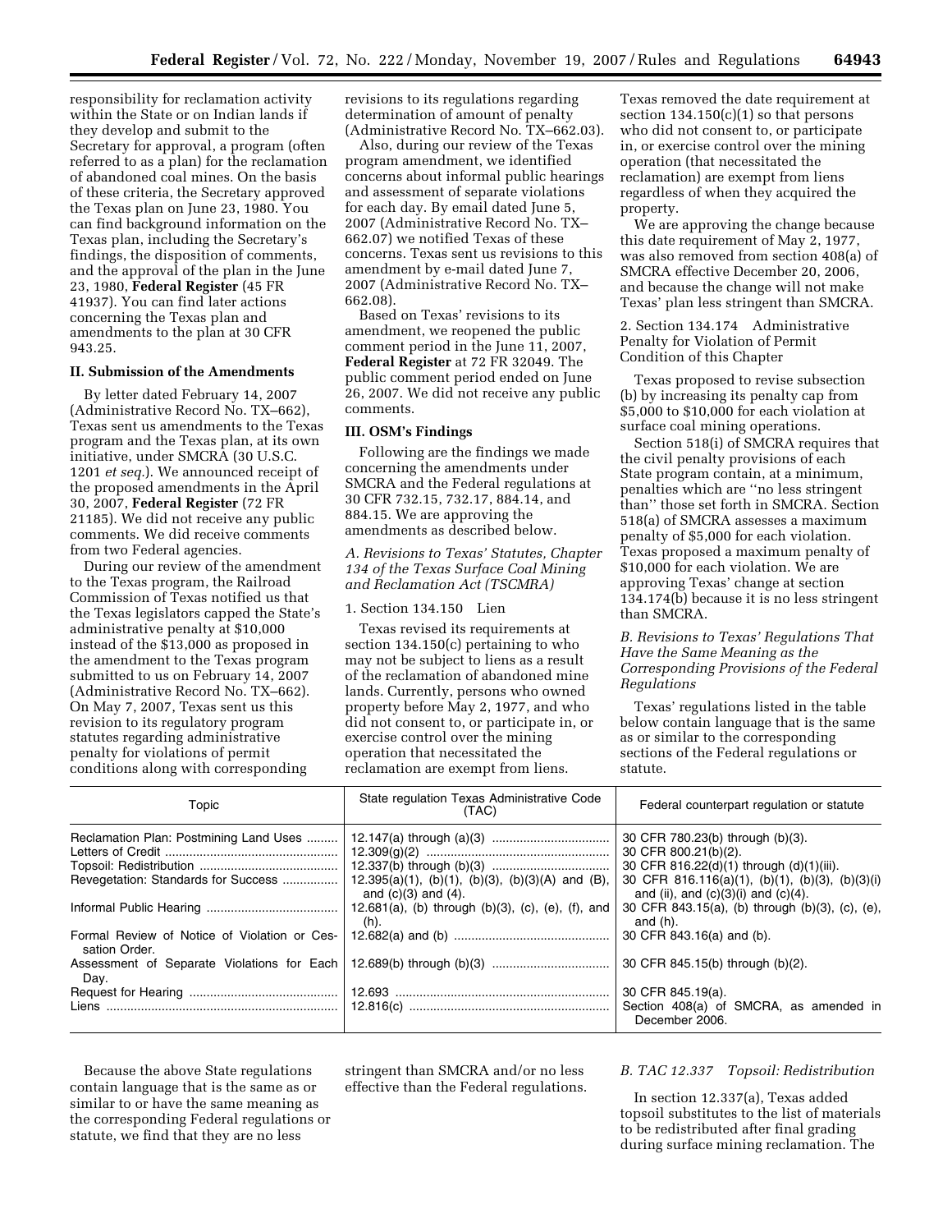responsibility for reclamation activity within the State or on Indian lands if they develop and submit to the Secretary for approval, a program (often referred to as a plan) for the reclamation of abandoned coal mines. On the basis of these criteria, the Secretary approved the Texas plan on June 23, 1980. You can find background information on the Texas plan, including the Secretary's findings, the disposition of comments, and the approval of the plan in the June 23, 1980, **Federal Register** (45 FR 41937). You can find later actions concerning the Texas plan and amendments to the plan at 30 CFR 943.25.

## II. Submission of the Amendments

By letter dated February 14, 2007 (Administrative Record No. TX–662), Texas sent us amendments to the Texas program and the Texas plan, at its own initiative, under SMCRA (30 U.S.C. 1201 *et seq.*). We announced receipt of the proposed amendments in the April 30, 2007, **Federal Register** (72 FR 21185). We did not receive any public comments. We did receive comments from two Federal agencies.

During our review of the amendment to the Texas program, the Railroad Commission of Texas notified us that the Texas legislators capped the State's administrative penalty at $10,000 instead of the $13,000 as proposed in the amendment to the Texas program submitted to us on February 14, 2007 (Administrative Record No. TX–662). On May 7, 2007, Texas sent us this revision to its regulatory program statutes regarding administrative penalty for violations of permit conditions along with corresponding revisions to its regulations regarding determination of amount of penalty (Administrative Record No. TX–662.03).

Also, during our review of the Texas program amendment, we identified concerns about informal public hearings and assessment of separate violations for each day. By email dated June 5, 2007 (Administrative Record No. TX–662.07) we notified Texas of these concerns. Texas sent us revisions to this amendment by e-mail dated June 7, 2007 (Administrative Record No. TX–662.08).

Based on Texas' revisions to its amendment, we reopened the public comment period in the June 11, 2007, **Federal Register** at 72 FR 32049. The public comment period ended on June 26, 2007. We did not receive any public comments.

## III. OSM's Findings

Following are the findings we made concerning the amendments under SMCRA and the Federal regulations at 30 CFR 732.15, 732.17, 884.14, and 884.15. We are approving the amendments as described below.

### *A. Revisions to Texas' Statutes, Chapter 134 of the Texas Surface Coal Mining and Reclamation Act (TSCMRA)*

#### 1. Section 134.150 Lien

Texas revised its requirements at section 134.150(c) pertaining to who may not be subject to liens as a result of the reclamation of abandoned mine lands. Currently, persons who owned property before May 2, 1977, and who did not consent to, or participate in, or exercise control over the mining operation that necessitated the reclamation are exempt from liens. Texas removed the date requirement at section 134.150(c)(1) so that persons who did not consent to, or participate in, or exercise control over the mining operation (that necessitated the reclamation) are exempt from liens regardless of when they acquired the property.

We are approving the change because this date requirement of May 2, 1977, was also removed from section 408(a) of SMCRA effective December 20, 2006, and because the change will not make Texas' plan less stringent than SMCRA.

#### 2. Section 134.174 Administrative Penalty for Violation of Permit Condition of this Chapter

Texas proposed to revise subsection (b) by increasing its penalty cap from $5,000 to $10,000 for each violation at surface coal mining operations.

Section 518(i) of SMCRA requires that the civil penalty provisions of each State program contain, at a minimum, penalties which are ''no less stringent than'' those set forth in SMCRA. Section 518(a) of SMCRA assesses a maximum penalty of $5,000 for each violation. Texas proposed a maximum penalty of $10,000 for each violation. We are approving Texas' change at section 134.174(b) because it is no less stringent than SMCRA.

### *B. Revisions to Texas' Regulations That Have the Same Meaning as the Corresponding Provisions of the Federal Regulations*

Texas' regulations listed in the table below contain language that is the same as or similar to the corresponding sections of the Federal regulations or statute.

| Topic | State regulation Texas Administrative Code (TAC) | Federal counterpart regulation or statute |
|---|---|---|
| Reclamation Plan: Postmining Land Uses | 12.147(a) through (a)(3) | 30 CFR 780.23(b) through (b)(3). |
| Letters of Credit | 12.309(g)(2) | 30 CFR 800.21(b)(2). |
| Topsoil: Redistribution | 12.337(b) through (b)(3) | 30 CFR 816.22(d)(1) through (d)(1)(iii). |
| Revegetation: Standards for Success | 12.395(a)(1), (b)(1), (b)(3), (b)(3)(A) and (B), and (c)(3) and (4). | 30 CFR 816.116(a)(1), (b)(1), (b)(3), (b)(3)(i) and (ii), and (c)(3)(i) and (c)(4). |
| Informal Public Hearing | 12.681(a), (b) through (b)(3), (c), (e), (f), and (h). | 30 CFR 843.15(a), (b) through (b)(3), (c), (e), and (h). |
| Formal Review of Notice of Violation or Cessation Order. | 12.682(a) and (b) | 30 CFR 843.16(a) and (b). |
| Assessment of Separate Violations for Each Day. | 12.689(b) through (b)(3) | 30 CFR 845.15(b) through (b)(2). |
| Request for Hearing | 12.693 | 30 CFR 845.19(a). |
| Liens | 12.816(c) | Section 408(a) of SMCRA, as amended in December 2006. |

Because the above State regulations contain language that is the same as or similar to or have the same meaning as the corresponding Federal regulations or statute, we find that they are no less stringent than SMCRA and/or no less effective than the Federal regulations.

### *B. TAC 12.337 Topsoil: Redistribution*

In section 12.337(a), Texas added topsoil substitutes to the list of materials to be redistributed after final grading during surface mining reclamation. The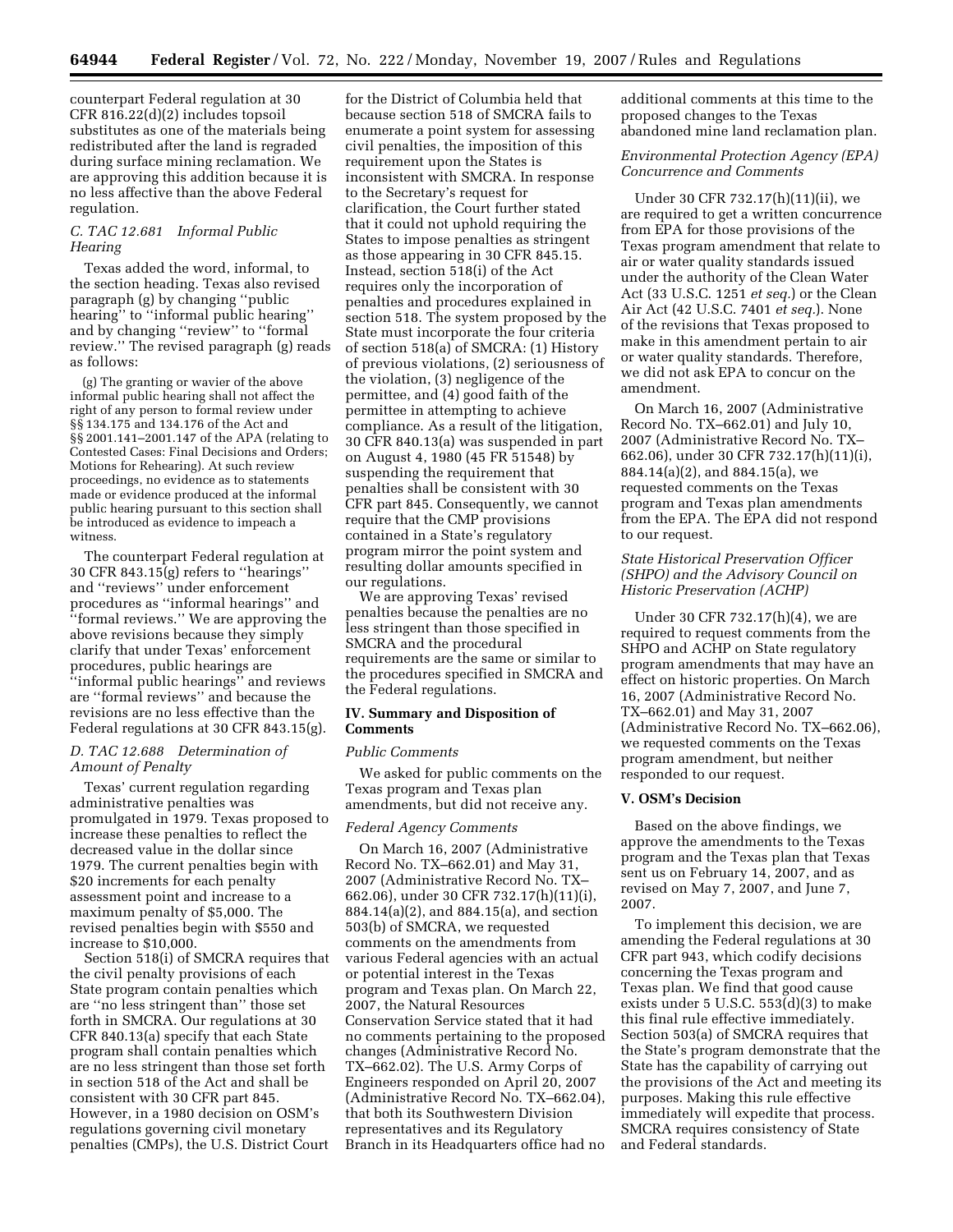counterpart Federal regulation at 30 CFR 816.22(d)(2) includes topsoil substitutes as one of the materials being redistributed after the land is regraded during surface mining reclamation. We are approving this addition because it is no less affective than the above Federal regulation.

### *C. TAC 12.681 Informal Public Hearing*

Texas added the word, informal, to the section heading. Texas also revised paragraph (g) by changing "public hearing" to "informal public hearing" and by changing "review" to "formal review." The revised paragraph (g) reads as follows:

> (g) The granting or wavier of the above informal public hearing shall not affect the right of any person to formal review under §§ 134.175 and 134.176 of the Act and §§ 2001.141–2001.147 of the APA (relating to Contested Cases: Final Decisions and Orders; Motions for Rehearing). At such review proceedings, no evidence as to statements made or evidence produced at the informal public hearing pursuant to this section shall be introduced as evidence to impeach a witness.

The counterpart Federal regulation at 30 CFR 843.15(g) refers to "hearings" and "reviews" under enforcement procedures as "informal hearings" and "formal reviews." We are approving the above revisions because they simply clarify that under Texas' enforcement procedures, public hearings are "informal public hearings" and reviews are "formal reviews" and because the revisions are no less effective than the Federal regulations at 30 CFR 843.15(g).

### *D. TAC 12.688 Determination of Amount of Penalty*

Texas' current regulation regarding administrative penalties was promulgated in 1979. Texas proposed to increase these penalties to reflect the decreased value in the dollar since 1979. The current penalties begin with $20 increments for each penalty assessment point and increase to a maximum penalty of $5,000. The revised penalties begin with $550 and increase to $10,000.

Section 518(i) of SMCRA requires that the civil penalty provisions of each State program contain penalties which are "no less stringent than" those set forth in SMCRA. Our regulations at 30 CFR 840.13(a) specify that each State program shall contain penalties which are no less stringent than those set forth in section 518 of the Act and shall be consistent with 30 CFR part 845. However, in a 1980 decision on OSM's regulations governing civil monetary penalties (CMPs), the U.S. District Court for the District of Columbia held that because section 518 of SMCRA fails to enumerate a point system for assessing civil penalties, the imposition of this requirement upon the States is inconsistent with SMCRA. In response to the Secretary's request for clarification, the Court further stated that it could not uphold requiring the States to impose penalties as stringent as those appearing in 30 CFR 845.15. Instead, section 518(i) of the Act requires only the incorporation of penalties and procedures explained in section 518. The system proposed by the State must incorporate the four criteria of section 518(a) of SMCRA: (1) History of previous violations, (2) seriousness of the violation, (3) negligence of the permittee, and (4) good faith of the permittee in attempting to achieve compliance. As a result of the litigation, 30 CFR 840.13(a) was suspended in part on August 4, 1980 (45 FR 51548) by suspending the requirement that penalties shall be consistent with 30 CFR part 845. Consequently, we cannot require that the CMP provisions contained in a State's regulatory program mirror the point system and resulting dollar amounts specified in our regulations.

We are approving Texas' revised penalties because the penalties are no less stringent than those specified in SMCRA and the procedural requirements are the same or similar to the procedures specified in SMCRA and the Federal regulations.

## IV. Summary and Disposition of Comments

### *Public Comments*

We asked for public comments on the Texas program and Texas plan amendments, but did not receive any.

### *Federal Agency Comments*

On March 16, 2007 (Administrative Record No. TX–662.01) and May 31, 2007 (Administrative Record No. TX–662.06), under 30 CFR 732.17(h)(11)(i), 884.14(a)(2), and 884.15(a), and section 503(b) of SMCRA, we requested comments on the amendments from various Federal agencies with an actual or potential interest in the Texas program and Texas plan. On March 22, 2007, the Natural Resources Conservation Service stated that it had no comments pertaining to the proposed changes (Administrative Record No. TX–662.02). The U.S. Army Corps of Engineers responded on April 20, 2007 (Administrative Record No. TX–662.04), that both its Southwestern Division representatives and its Regulatory Branch in its Headquarters office had no additional comments at this time to the proposed changes to the Texas abandoned mine land reclamation plan.

### *Environmental Protection Agency (EPA) Concurrence and Comments*

Under 30 CFR 732.17(h)(11)(ii), we are required to get a written concurrence from EPA for those provisions of the Texas program amendment that relate to air or water quality standards issued under the authority of the Clean Water Act (33 U.S.C. 1251 *et seq.*) or the Clean Air Act (42 U.S.C. 7401 *et seq.*). None of the revisions that Texas proposed to make in this amendment pertain to air or water quality standards. Therefore, we did not ask EPA to concur on the amendment.

On March 16, 2007 (Administrative Record No. TX–662.01) and July 10, 2007 (Administrative Record No. TX–662.06), under 30 CFR 732.17(h)(11)(i), 884.14(a)(2), and 884.15(a), we requested comments on the Texas program and Texas plan amendments from the EPA. The EPA did not respond to our request.

### *State Historical Preservation Officer (SHPO) and the Advisory Council on Historic Preservation (ACHP)*

Under 30 CFR 732.17(h)(4), we are required to request comments from the SHPO and ACHP on State regulatory program amendments that may have an effect on historic properties. On March 16, 2007 (Administrative Record No. TX–662.01) and May 31, 2007 (Administrative Record No. TX–662.06), we requested comments on the Texas program amendment, but neither responded to our request.

## V. OSM's Decision

Based on the above findings, we approve the amendments to the Texas program and the Texas plan that Texas sent us on February 14, 2007, and as revised on May 7, 2007, and June 7, 2007.

To implement this decision, we are amending the Federal regulations at 30 CFR part 943, which codify decisions concerning the Texas program and Texas plan. We find that good cause exists under 5 U.S.C. 553(d)(3) to make this final rule effective immediately. Section 503(a) of SMCRA requires that the State's program demonstrate that the State has the capability of carrying out the provisions of the Act and meeting its purposes. Making this rule effective immediately will expedite that process. SMCRA requires consistency of State and Federal standards.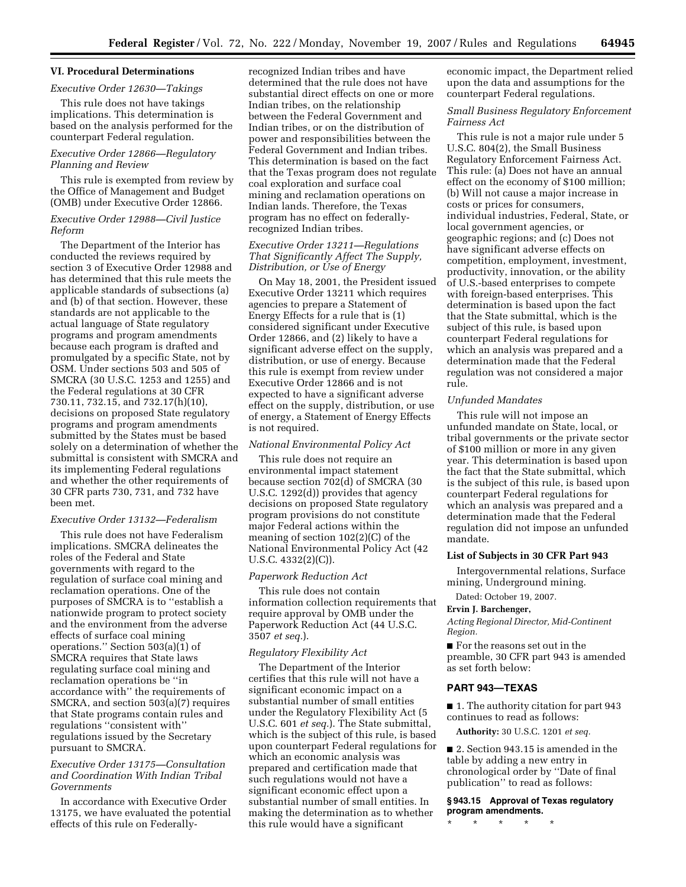## VI. Procedural Determinations

*Executive Order 12630—Takings*

This rule does not have takings implications. This determination is based on the analysis performed for the counterpart Federal regulation.

*Executive Order 12866—Regulatory Planning and Review*

This rule is exempted from review by the Office of Management and Budget (OMB) under Executive Order 12866.

*Executive Order 12988—Civil Justice Reform*

The Department of the Interior has conducted the reviews required by section 3 of Executive Order 12988 and has determined that this rule meets the applicable standards of subsections (a) and (b) of that section. However, these standards are not applicable to the actual language of State regulatory programs and program amendments because each program is drafted and promulgated by a specific State, not by OSM. Under sections 503 and 505 of SMCRA (30 U.S.C. 1253 and 1255) and the Federal regulations at 30 CFR 730.11, 732.15, and 732.17(h)(10), decisions on proposed State regulatory programs and program amendments submitted by the States must be based solely on a determination of whether the submittal is consistent with SMCRA and its implementing Federal regulations and whether the other requirements of 30 CFR parts 730, 731, and 732 have been met.

*Executive Order 13132—Federalism*

This rule does not have Federalism implications. SMCRA delineates the roles of the Federal and State governments with regard to the regulation of surface coal mining and reclamation operations. One of the purposes of SMCRA is to "establish a nationwide program to protect society and the environment from the adverse effects of surface coal mining operations." Section 503(a)(1) of SMCRA requires that State laws regulating surface coal mining and reclamation operations be "in accordance with" the requirements of SMCRA, and section 503(a)(7) requires that State programs contain rules and regulations "consistent with" regulations issued by the Secretary pursuant to SMCRA.

*Executive Order 13175—Consultation and Coordination With Indian Tribal Governments*

In accordance with Executive Order 13175, we have evaluated the potential effects of this rule on Federally-recognized Indian tribes and have determined that the rule does not have substantial direct effects on one or more Indian tribes, on the relationship between the Federal Government and Indian tribes, or on the distribution of power and responsibilities between the Federal Government and Indian tribes. This determination is based on the fact that the Texas program does not regulate coal exploration and surface coal mining and reclamation operations on Indian lands. Therefore, the Texas program has no effect on federally-recognized Indian tribes.

*Executive Order 13211—Regulations That Significantly Affect The Supply, Distribution, or Use of Energy*

On May 18, 2001, the President issued Executive Order 13211 which requires agencies to prepare a Statement of Energy Effects for a rule that is (1) considered significant under Executive Order 12866, and (2) likely to have a significant adverse effect on the supply, distribution, or use of energy. Because this rule is exempt from review under Executive Order 12866 and is not expected to have a significant adverse effect on the supply, distribution, or use of energy, a Statement of Energy Effects is not required.

*National Environmental Policy Act*

This rule does not require an environmental impact statement because section 702(d) of SMCRA (30 U.S.C. 1292(d)) provides that agency decisions on proposed State regulatory program provisions do not constitute major Federal actions within the meaning of section 102(2)(C) of the National Environmental Policy Act (42 U.S.C. 4332(2)(C)).

*Paperwork Reduction Act*

This rule does not contain information collection requirements that require approval by OMB under the Paperwork Reduction Act (44 U.S.C. 3507 *et seq.*).

*Regulatory Flexibility Act*

The Department of the Interior certifies that this rule will not have a significant economic impact on a substantial number of small entities under the Regulatory Flexibility Act (5 U.S.C. 601 *et seq.*). The State submittal, which is the subject of this rule, is based upon counterpart Federal regulations for which an economic analysis was prepared and certification made that such regulations would not have a significant economic effect upon a substantial number of small entities. In making the determination as to whether this rule would have a significant economic impact, the Department relied upon the data and assumptions for the counterpart Federal regulations.

*Small Business Regulatory Enforcement Fairness Act*

This rule is not a major rule under 5 U.S.C. 804(2), the Small Business Regulatory Enforcement Fairness Act. This rule: (a) Does not have an annual effect on the economy of $100 million; (b) Will not cause a major increase in costs or prices for consumers, individual industries, Federal, State, or local government agencies, or geographic regions; and (c) Does not have significant adverse effects on competition, employment, investment, productivity, innovation, or the ability of U.S.-based enterprises to compete with foreign-based enterprises. This determination is based upon the fact that the State submittal, which is the subject of this rule, is based upon counterpart Federal regulations for which an analysis was prepared and a determination made that the Federal regulation was not considered a major rule.

*Unfunded Mandates*

This rule will not impose an unfunded mandate on State, local, or tribal governments or the private sector of $100 million or more in any given year. This determination is based upon the fact that the State submittal, which is the subject of this rule, is based upon counterpart Federal regulations for which an analysis was prepared and a determination made that the Federal regulation did not impose an unfunded mandate.

**List of Subjects in 30 CFR Part 943**

Intergovernmental relations, Surface mining, Underground mining.

Dated: October 19, 2007.

**Ervin J. Barchenger,**

*Acting Regional Director, Mid-Continent Region.*

■ For the reasons set out in the preamble, 30 CFR part 943 is amended as set forth below:

## PART 943—TEXAS

■ 1. The authority citation for part 943 continues to read as follows:

**Authority:** 30 U.S.C. 1201 *et seq.*

■ 2. Section 943.15 is amended in the table by adding a new entry in chronological order by "Date of final publication" to read as follows:

**§ 943.15 Approval of Texas regulatory program amendments.**

\* \* \* \* \*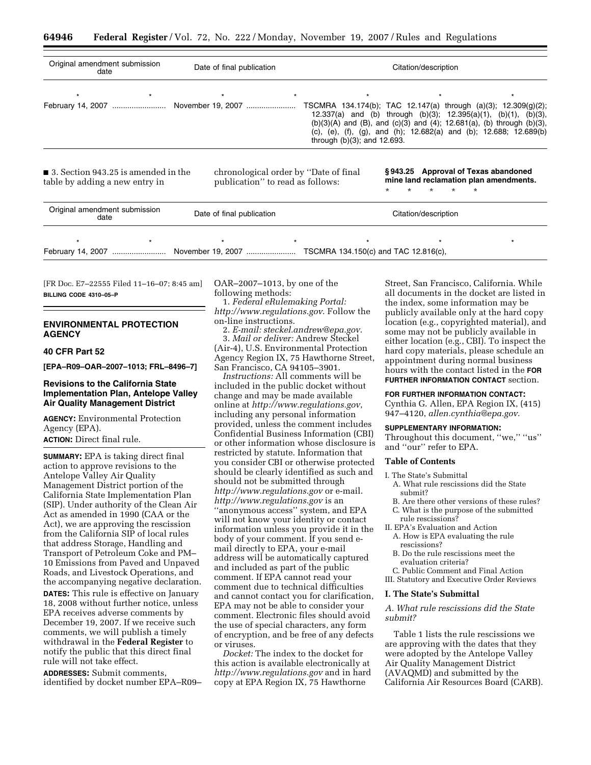| Original amendment submission date | Date of final publication | Citation/description |
|---|---|---|
| * * | * * | * * * |
| February 14, 2007 ........................ | November 19, 2007 ...................... | TSCMRA 134.174(b); TAC 12.147(a) through (a)(3); 12.309(g)(2); 12.337(a) and (b) through (b)(3); 12.395(a)(1), (b)(1), (b)(3), (b)(3)(A) and (B), and (c)(3) and (4); 12.681(a), (b) through (b)(3), (c), (e), (f), (g), and (h); 12.682(a) and (b); 12.688; 12.689(b) through (b)(3); and 12.693. |

■ 3. Section 943.25 is amended in the table by adding a new entry in chronological order by "Date of final publication" to read as follows:

**§ 943.25 Approval of Texas abandoned mine land reclamation plan amendments.**

\* \* \* \* \*

| Original amendment submission date | Date of final publication | Citation/description |
|---|---|---|
| * * | * * | * * * |
| February 14, 2007 ........................ | November 19, 2007 ...................... | TSCMRA 134.150(c) and TAC 12.816(c), |

[FR Doc. E7–22555 Filed 11–16–07; 8:45 am]

**BILLING CODE 4310–05–P**

## ENVIRONMENTAL PROTECTION AGENCY

### 40 CFR Part 52

**[EPA–R09–OAR–2007–1013; FRL–8496–7]**

### Revisions to the California State Implementation Plan, Antelope Valley Air Quality Management District

**AGENCY:** Environmental Protection Agency (EPA).

**ACTION:** Direct final rule.

**SUMMARY:** EPA is taking direct final action to approve revisions to the Antelope Valley Air Quality Management District portion of the California State Implementation Plan (SIP). Under authority of the Clean Air Act as amended in 1990 (CAA or the Act), we are approving the rescission from the California SIP of local rules that address Storage, Handling and Transport of Petroleum Coke and PM–10 Emissions from Paved and Unpaved Roads, and Livestock Operations, and the accompanying negative declaration.

**DATES:** This rule is effective on January 18, 2008 without further notice, unless EPA receives adverse comments by December 19, 2007. If we receive such comments, we will publish a timely withdrawal in the **Federal Register** to notify the public that this direct final rule will not take effect.

**ADDRESSES:** Submit comments, identified by docket number EPA–R09–OAR–2007–1013, by one of the following methods:

1. *Federal eRulemaking Portal: http://www.regulations.gov*. Follow the on-line instructions.

2. *E-mail: steckel.andrew@epa.gov*.

3. *Mail or deliver:* Andrew Steckel (Air-4), U.S. Environmental Protection Agency Region IX, 75 Hawthorne Street, San Francisco, CA 94105–3901.

*Instructions:* All comments will be included in the public docket without change and may be made available online at *http://www.regulations.gov*, including any personal information provided, unless the comment includes Confidential Business Information (CBI) or other information whose disclosure is restricted by statute. Information that you consider CBI or otherwise protected should be clearly identified as such and should not be submitted through *http://www.regulations.gov* or e-mail. *http://www.regulations.gov* is an "anonymous access" system, and EPA will not know your identity or contact information unless you provide it in the body of your comment. If you send e-mail directly to EPA, your e-mail address will be automatically captured and included as part of the public comment. If EPA cannot read your comment due to technical difficulties and cannot contact you for clarification, EPA may not be able to consider your comment. Electronic files should avoid the use of special characters, any form of encryption, and be free of any defects or viruses.

*Docket:* The index to the docket for this action is available electronically at *http://www.regulations.gov* and in hard copy at EPA Region IX, 75 Hawthorne Street, San Francisco, California. While all documents in the docket are listed in the index, some information may be publicly available only at the hard copy location (e.g., copyrighted material), and some may not be publicly available in either location (e.g., CBI). To inspect the hard copy materials, please schedule an appointment during normal business hours with the contact listed in the **FOR FURTHER INFORMATION CONTACT** section.

**FOR FURTHER INFORMATION CONTACT:** Cynthia G. Allen, EPA Region IX, (415) 947–4120, *allen.cynthia@epa.gov*.

**SUPPLEMENTARY INFORMATION:** Throughout this document, "we," "us" and "our" refer to EPA.

### Table of Contents

I. The State's Submittal
  A. What rule rescissions did the State submit?
  B. Are there other versions of these rules?
  C. What is the purpose of the submitted rule rescissions?
II. EPA's Evaluation and Action
  A. How is EPA evaluating the rule rescissions?
  B. Do the rule rescissions meet the evaluation criteria?
  C. Public Comment and Final Action
III. Statutory and Executive Order Reviews

### I. The State's Submittal

*A. What rule rescissions did the State submit?*

Table 1 lists the rule rescissions we are approving with the dates that they were adopted by the Antelope Valley Air Quality Management District (AVAQMD) and submitted by the California Air Resources Board (CARB).